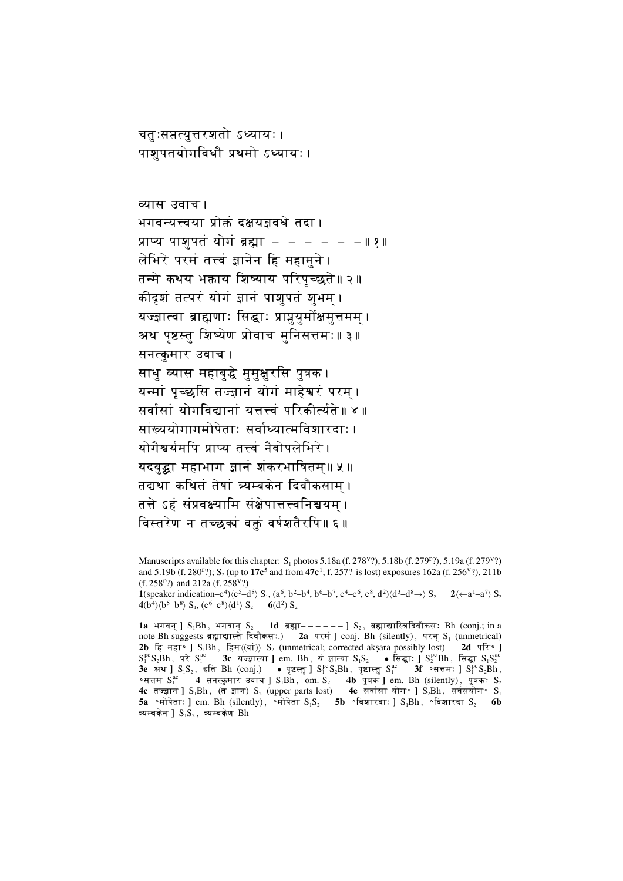चतुःसप्तत्युत्तरशतो ऽध्यायः।
पाशुपतयोगविधौ प्रथमो ऽध्यायः।

व्यास उवाच।
भगवन्यत्त्वया प्रोक्तं दक्षयज्ञवधे तदा।
प्राप्य पाशुपतं योगं ब्रह्मा – – – – – – ॥ १॥
लेभिरे परमं तत्त्वं ज्ञानेन हि महामुने।
तन्मे कथय भक्ताय शिष्याय परिपृच्छते॥ २॥
कीदृशं तत्परं योगं ज्ञानं पाशुपतं शुभम्।
यज्ज्ञात्वा ब्राह्मणाः सिद्धाः प्राप्नुयुर्मोक्षमुत्तमम्।
अथ पृष्टस्तु शिष्येण प्रोवाच मुनिसत्तमः॥ ३॥
सनत्कुमार उवाच।
साधु व्यास महाबुद्धे मुमुक्षुरसि पुत्रक।
यन्मां पृच्छसि तज्ज्ञानं योगं माहेश्वरं परम्।
सर्वासां योगविद्यानां यत्तत्त्वं परिकीर्त्यते॥ ४॥
सांख्ययोगागमोपेताः सर्वाध्यात्मविशारदाः।
योगैश्वर्यमपि प्राप्य तत्त्वं नैवोपलेभिरे।
यदबुद्धा महाभाग ज्ञानं शंकरभाषितम्॥ ५॥
तद्यथा कथितं तेषां त्र्यम्बकेन दिवौकसाम्।
तत्ते ऽहं संप्रवक्ष्यामि संक्षेपात्तत्त्वनिश्चयम्।
विस्तरेण न तच्छक्यं वक्तुं वर्षशतैरपि॥ ६॥

---

Manuscripts available for this chapter: $S_1$ photos 5.18a (f. $278^v$?), 5.18b (f. $279^r$?), 5.19a (f. $279^v$?) and 5.19b (f. $280^r$?); $S_2$ (up to **17c**[5] and from **47c**[1]; f. 257? is lost) exposures 162a (f. $256^v$?), 211b (f. $258^r$?) and 212a (f. $258^v$?)

**1**(speaker indication–c[4])⟨c[5]–d[8]⟩ $S_1$, (a[6], b[2]–b[4], b[6]–b[7], c[4]–c[6], c[8], d[2])⟨d[3]–d[8]→⟩ $S_2$ **2**⟨←a[1]–a[7]⟩ $S_2$ **4**(b[4])⟨b[5]–b[8]⟩ $S_1$, (c[6]–c[8])⟨d[1]⟩ $S_2$ **6**(d[2]) $S_2$

**1a** भगवन् ] $S_1$Bh, भगवान् $S_2$ **1d** ब्रह्मा– – – – – – ] $S_2$, ब्रह्माद्यास्त्रिदिवौकसः Bh (conj.; in a note Bh suggests ब्रह्माद्यास्ते दिवौकसः.) **2a** परमं ] conj. Bh (silently), परन् $S_1$ (unmetrical) **2b** हि महा° ] $S_1$Bh, हिम⟨⟨वा⟩⟩ $S_2$ (unmetrical; corrected akṣara possibly lost) **2d** परि° ] $S_1^{pc}S_2$Bh, परे $S_1^{ac}$ **3c** यज्ज्ञात्वा ] em. Bh, यं ज्ञात्वा $S_1S_2$ • सिद्धाः ] $S_2^{pc}$Bh, सिद्धा $S_1S_2^{ac}$ **3e** अथ ] $S_1S_2$, इति Bh (conj.) • पृष्टस्तु ] $S_1^{pc}S_2$Bh, पृष्टास्तु $S_1^{ac}$ **3f** °सत्तमः ] $S_1^{pc}S_2$Bh, °सत्तम $S_1^{ac}$ **4** सनत्कुमार उवाच ] $S_1$Bh, om. $S_2$ **4b** पुत्रक ] em. Bh (silently), पुत्रकः $S_1S_2$ **4c** तज्ज्ञानं ] $S_1$Bh, (त ज्ञान) $S_2$ (upper parts lost) **4e** सर्वासां योग° ] $S_2$Bh, सर्वसंयोग° $S_1$ **5a** °मोपेताः ] em. Bh (silently), °मोपेता $S_1S_2$ **5b** °विशारदाः ] $S_1$Bh, °विशारदा $S_2$ **6b** त्र्यम्बकेन ] $S_1S_2$, त्र्यम्बकेण Bh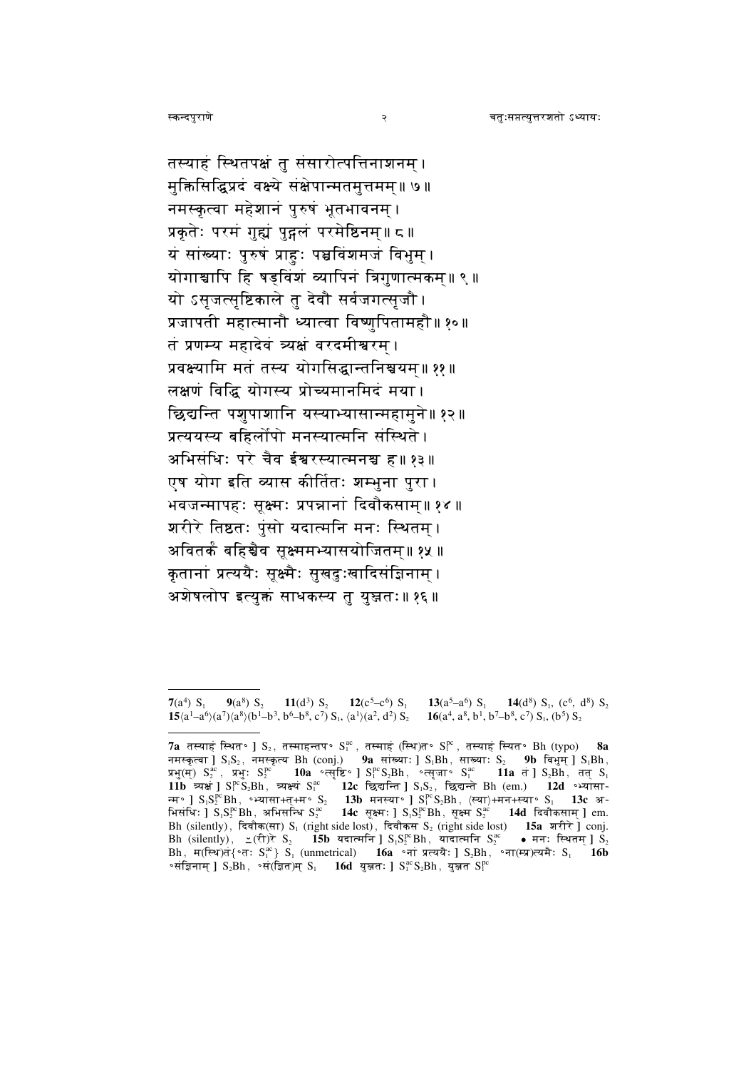तस्याहं स्थितपक्षं तु संसारोत्पत्तिनाशनम्।
मुक्तिसिद्धिप्रदं वक्ष्ये संक्षेपान्मतमुत्तमम्॥ ७॥
नमस्कृत्वा महेशानं पुरुषं भूतभावनम्।
प्रकृतेः परमं गुह्यं पुद्गलं परमेष्ठिनम्॥ ८॥
यं सांख्याः पुरुषं प्राहुः पञ्चविंशमजं विभुम्।
योगाश्चापि हि षड्विंशं व्यापिनं त्रिगुणात्मकम्॥ ९॥
यो ऽसृजत्सृष्टिकाले तु देवौ सर्वजगत्सृजौ।
प्रजापती महात्मानौ ध्यात्वा विष्णुपितामहौ॥ १०॥
तं प्रणम्य महादेवं त्र्यक्षं वरदमीश्वरम्।
प्रवक्ष्यामि मतं तस्य योगसिद्धान्तनिश्चयम्॥ ११॥
लक्षणं विद्धि योगस्य प्रोच्यमानमिदं मया।
छिद्यन्ति पशुपाशानि यस्याभ्यासान्महामुने॥ १२॥
प्रत्ययस्य बहिर्लोपो मनस्यात्मनि संस्थिते।
अभिसंधिः परे चैव ईश्वरस्यात्मनश्च ह॥ १३॥
एष योग इति व्यास कीर्तितः शम्भुना पुरा।
भवजन्मापहः सूक्ष्मः प्रपन्नानां दिवौकसाम्॥ १४॥
शरीरे तिष्ठतः पुंसो यदात्मनि मनः स्थितम्।
अवितर्कं बहिश्चैव सूक्ष्ममभ्यासयोजितम्॥ १५॥
कृतानां प्रत्ययैः सूक्ष्मैः सुखदुःखादिसंज्ञिनाम्।
अशेषलोप इत्युक्तं साधकस्य तु युञ्जतः॥ १६॥

---

**7**($a^4$) $S_1$ **9**($a^8$) $S_2$ **11**($d^3$) $S_2$ **12**($c^5$–$c^6$) $S_1$ **13**($a^5$–$a^6$) $S_1$ **14**($d^8$) $S_1$, ($c^6$, $d^8$) $S_2$ **15**⟨$a^1$–$a^6$⟩($a^7$)⟨$a^8$⟩($b^1$–$b^3$, $b^6$–$b^8$, $c^7$) $S_1$, ⟨$a^1$⟩($a^2$, $d^2$) $S_2$ **16**($a^4$, $a^8$, $b^1$, $b^7$–$b^8$, $c^7$) $S_1$, ($b^5$) $S_2$

---

**7a** तस्याहं स्थित॰ ] $S_2$, तस्माहन्तप॰ $S_1^{ac}$, तस्माहं (स्थि)त॰ $S_1^{pc}$, तस्याहं स्यित॰ Bh (typo) **8a** नमस्कृत्वा ] $S_1S_2$, नमस्कृत्य Bh (conj.) **9a** सांख्याः ] $S_1$Bh, साख्याः $S_2$ **9b** विभुम् ] $S_1$Bh, प्रभु(म्) $S_2^{ac}$, प्रभुः $S_2^{pc}$ **10a** ॰त्सृष्टि॰ ] $S_1^{pc}S_2$Bh, ॰त्सृजा॰ $S_1^{ac}$ **11a** तं ] $S_2$Bh, तत् $S_1$ **11b** त्र्यक्षं ] $S_1^{pc}S_2$Bh, त्र्यक्ष्यं $S_1^{ac}$ **12c** छिद्यन्ति ] $S_1S_2$, छिद्यन्ते Bh (em.) **12d** ॰भ्यासान्म॰ ] $S_1S_2^{pc}$Bh, ॰भ्यासा+त्+म॰ $S_2$ **13b** मनस्या॰ ] $S_1^{pc}S_2$Bh, ⟨स्या⟩+मन+स्या॰ $S_1$ **13c** अभिसंधिः ] $S_1S_2^{pc}$Bh, अभिसन्धि $S_2^{ac}$ **14c** सूक्ष्मः ] $S_1S_2^{pc}$Bh, सूक्ष्म $S_2^{ac}$ **14d** दिवौकसाम् ] em. Bh (silently), दिवौक(सा) $S_1$ (right side lost), दिवौकस $S_2$ (right side lost) **15a** शरीरे ] conj. Bh (silently), ⌣(री)रे $S_2$ **15b** यदात्मनि ] $S_1S_2^{pc}$Bh, यादात्मनि $S_2^{ac}$ • मनः स्थितम् ] $S_2$ Bh, म(स्थि)तं{॰तः $S_1^{ac}$} $S_1$ (unmetrical) **16a** ॰नां प्रत्ययैः ] $S_2$Bh, ॰ना(म्प्र)त्ययैः $S_1$ **16b** ॰संज्ञिनाम् ] $S_2$Bh, ॰सं(ज्ञित)म् $S_1$ **16d** युञ्जतः ] $S_1^{ac}S_2$Bh, युञ्जत $S_1^{pc}$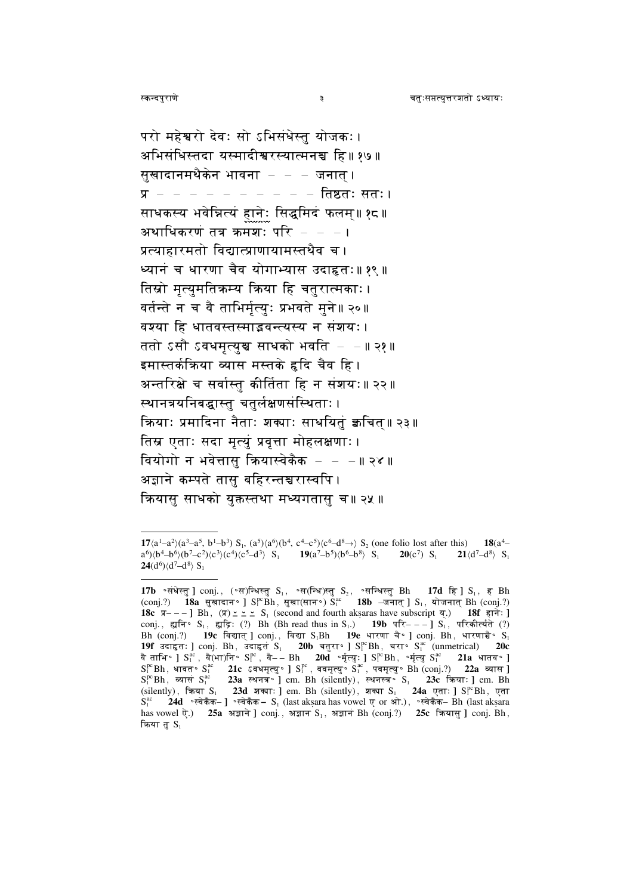परो महेश्वरो देवः सो ऽभिसंधेस्तु योजकः।
अभिसंधिस्तदा यस्मादीश्वरस्यात्मनश्च हि॥ १७॥
सुखादानमथैकेन भावना – – – जनात्।
प्र – – – – – – – – – – तिष्ठतः सतः।
साधकस्य भवेन्नित्यं हानेः सिद्धमिदं फलम्॥ १८॥
अथाधिकरणं तत्र क्रमशः परि – – –।
प्रत्याहारमतो विद्यात्प्राणायामस्तथैव च।
ध्यानं च धारणा चैव योगाभ्यास उदाहृतः॥ १९॥
तिस्रो मृत्युमतिक्रम्य क्रिया हि चतुरात्मकाः।
वर्तन्ते न च वै ताभिर्मृत्युः प्रभवते मुने॥ २०॥
वश्या हि धातवस्तस्माद्भवन्त्यस्य न संशयः।
ततो ऽसौ ऽवधमृत्युश्च साधको भवति – –॥ २१॥
इमास्तर्कक्रिया व्यास मस्तके हृदि चैव हि।
अन्तरिक्षे च सर्वास्तु कीर्तिता हि न संशयः॥ २२॥
स्थानत्रयनिबद्धास्तु चतुर्लक्षणसंस्थिताः।
क्रियाः प्रमादिना नैताः शक्याः साधयितुं क्वचित्॥ २३॥
तिस्र एताः सदा मृत्युं प्रवृत्ता मोहलक्षणाः।
वियोगो न भवेत्तासु क्रियास्वेकैक – – –॥ २४॥
अज्ञाने कम्पते तासु बहिरन्तश्चरास्वपि।
क्रियासु साधको युक्तस्तथा मध्यगतासु च॥ २५॥

---

**17**⟨a[1]–a[2]⟩(a[3]–a[5], b[1]–b[3]) S₁, (a[5])⟨a[6]⟩(b[4], c[4]–c[5])⟨c[6]–d[8]→⟩ S₂ (one folio lost after this) **18**(a[4]–a[6])⟨b[4]–b[6]⟩(b[7]–c[2])⟨c[3]⟩(c[4])⟨c[5]–d[3]⟩ S₁ **19**(a[7]–b[5])⟨b[6]–b[8]⟩ S₁ **20**(c[7]) S₁ **21**⟨d[7]–d[8]⟩ S₁ **24**(d[6])⟨d[7]–d[8]⟩ S₁

---

**17b** °संधेस्तु ] conj., (°स)न्धिस्तु S₁, °स(न्धि)स्तु S₂, °सन्धिस्तु Bh **17d** हि ] S₁, ह Bh (conj.?) **18a** सुखादान° ] S₁^pc Bh, सुखा(सान°) S₁^ac **18b** –जनात् ] S₁, योजनात् Bh (conj.?) **18c** प्र– – – ] Bh, (प्र) ⏑ ⏑ ⏑ S₁ (second and fourth akṣaras have subscript य.) **18f** हानेः ] conj., ह्यनि° S₁, ह्यद्रिः (?) Bh (Bh read thus in S₁.) **19b** परि– – – ] S₁, परिकीर्त्यते (?) Bh (conj.?) **19c** विद्यात् ] conj., विद्या S₁Bh **19e** धारणा चै° ] conj. Bh, धारणाश्चै° S₁ **19f** उदाहृतः ] conj. Bh, उदाहृतं S₁ **20b** चतुरा° ] S₁^pc Bh, चरा° S₁^ac (unmetrical) **20c** वै ताभि° ] S₁^ac, वै(भा)नि° S₁^pc, वै– – Bh **20d** °र्मृत्युः ] S₁^pc Bh, °र्मृत्यु S₁^ac **21a** धातव° ] S₁^pc Bh, धावत° S₁^ac **21c** ऽवधमृत्यु° ] S₁^pc, ववमृत्यु° S₁^ac, पवमृत्यु° Bh (conj.?) **22a** व्यास ] S₁^pc Bh, व्यासं S₁^ac **23a** स्थनत्र° ] em. Bh (silently), स्थनस्त्र° S₁ **23c** क्रियाः ] em. Bh (silently), क्रिया S₁ **23d** शक्याः ] em. Bh (silently), शक्या S₁ **24a** एताः ] S₁^pc Bh, एता S₁^ac **24d** °स्वेकैक– ] °स्वेकैक – S₁ (last akṣara has vowel ए or ओ.), °स्वेकैक– Bh (last akṣara has vowel ऐ.) **25a** अज्ञाने ] conj., अज्ञान S₁, अज्ञानं Bh (conj.?) **25c** क्रियासु ] conj. Bh, क्रिया तु S₁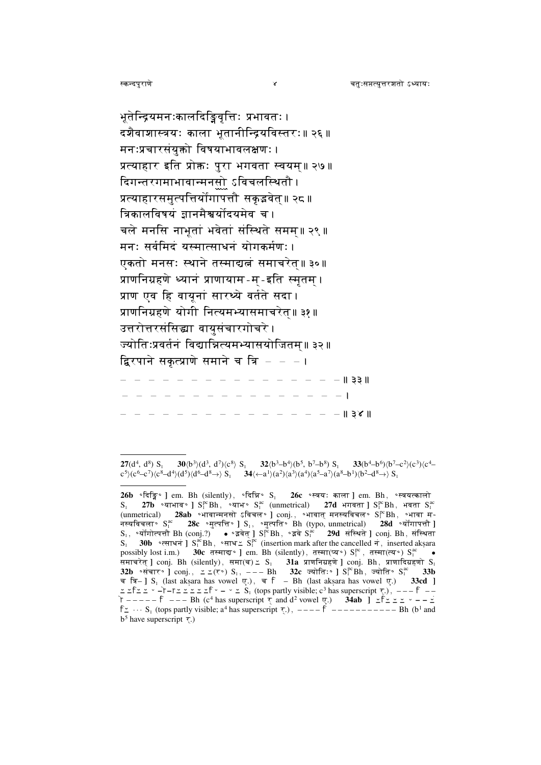भूतेन्द्रियमनःकालदिङ्गिवृत्तिः प्रभावतः ।
दशैवाशास्त्रयः काला भूतानीन्द्रियविस्तरः ॥ २६ ॥
मनःप्रचारसंयुक्तो विषयाभावलक्षणः ।
प्रत्याहार इति प्रोक्तः पुरा भगवता स्वयम् ॥ २७ ॥
दिगन्तरगमाभावान्मनसो ऽविचलस्थितौ ।
प्रत्याहारसमुत्पत्तिर्योगापत्तौ सकृद्भवेत् ॥ २८ ॥
त्रिकालविषयं ज्ञानमैश्वर्योदयमेव च ।
चले मनसि नाभूतां भवेतां संस्थिते समम् ॥ २९ ॥
मनः सर्वमिदं यस्मात्साधनं योगकर्मणः ।
एकतो मनसः स्थाने तस्माद्यत्नं समाचरेत् ॥ ३० ॥
प्राणनिग्रहणे ध्यानं प्राणायाम-म्-इति स्मृतम् ।
प्राण एव हि वायूनां सारथ्ये वर्तते सदा ।
प्राणनिग्रहणे योगी नित्यमभ्यासमाचरेत् ॥ ३१ ॥
उत्तरोत्तरसंसिद्ध्या वायुसंचारगोचरे ।
ज्योतिःप्रवर्तनं विद्यान्नित्यमभ्यासयोजितम् ॥ ३२ ॥
द्विरपाने सकृत्प्राणे समाने च त्रि – – – ।
– – – – – – – – – – – – – – – – ॥ ३३ ॥
– – – – – – – – – – – – – – – – ।
– – – – – – – – – – – – – – – – ॥ ३४ ॥

---

**27**(d⁴, d⁸) S₁ **30**⟨b³⟩(d³, d⁷)⟨c⁸⟩ S₁ **32**⟨b³–b⁴⟩(b⁵, b⁷–b⁸) S₁ **33**(b⁴–b⁶)⟨b⁷–c²⟩(c³)⟨c⁴–c⁵⟩(c⁶–c⁷)⟨c⁸–d⁴⟩(d⁵)⟨d⁶–d⁸→⟩ S₁ **34**⟨←a¹⟩(a²)⟨a³⟩(a⁴)⟨a⁵–a⁷⟩(a⁸–b¹)⟨b²–d⁸→⟩ S₁

**26b** °दिङ्गि° ] em. Bh (silently), °दिन्नि° S₁ **26c** °स्त्रयः काला ] em. Bh, °स्त्रयत्कालो S₁ **27b** °याभाव° ] S₁ᵖᶜBh, °याभ° S₁ᵃᶜ (unmetrical) **27d** भगवता ] S₁ᵖᶜBh, भवता S₁ᵃᶜ (unmetrical) **28ab** °भावान्मनसो ऽविचल° ] conj., °भावात् मनस्यविचल° S₁ᵖᶜBh, °भावा म-नस्यविचला° S₁ᵃᶜ **28c** °मुत्पत्ति° ] S₁, °मुत्पति° Bh (typo, unmetrical) **28d** °र्योगापत्तौ ] S₁, °र्योगोत्पत्तौ Bh (conj.?) • °द्भवेत् ] S₁ᵖᶜBh, °द्भवे S₁ᵃᶜ **29d** संस्थिते ] conj. Bh, संस्थिता S₁ **30b** °त्साधनं ] S₁ᵃᶜBh, °साध⌣ S₁ᵖᶜ (insertion mark after the cancelled नं, inserted akṣara possibly lost i.m.) **30c** तस्माद्य° ] em. Bh (silently), तस्मा(प्य°) S₁ᵖᶜ, तस्मा(त्य°) S₁ᵃᶜ • समाचरेत् ] conj. Bh (silently), समा(च)⌣ S₁ **31a** प्राणनिग्रहणे ] conj. Bh, प्राणादिग्रहणो S₁ **32b** °संचार° ] conj., ⌣⌣(र°) S₁, – – – Bh **32c** ज्योतिः° ] S₁ᵖᶜBh, ज्योति° S₁ᵃᶜ **33b** च त्रि– ] S₁ (last akṣara has vowel े), च ि – Bh (last akṣara has vowel े) **33cd** ] ⌣⌣ि⌣⌣ ˘ –ो–र⌣⌣⌣⌣⌣ि ˘ – ˘ ⌣ S₁ (tops partly visible; c³ has superscript र्), – – – ि – – ो – – – – – ि – – – Bh (c⁴ has superscript र् and d² vowel े) **34ab** ] ⌣ि⌣⌣⌣ ˘ – – ⌣ ि⌣ ··· S₁ (tops partly visible; a⁴ has superscript र्), – – – – ि – – – – – – – – – – – Bh (b¹ and b⁵ have superscript र्)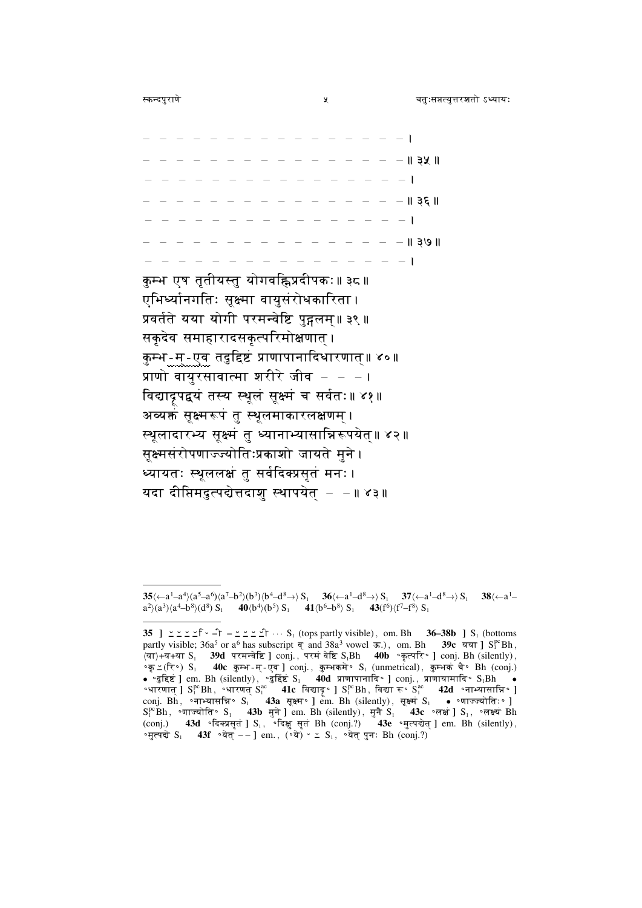– – – – – – – – – – – – – – – – – – – – – – – – – । 
– – – – – – – – – – – – – – – – – – – – – – – – – ॥ ३५ ॥ 
– – – – – – – – – – – – – – – – – – – – – – – – – । 
– – – – – – – – – – – – – – – – – – – – – – – – – ॥ ३६ ॥ 
– – – – – – – – – – – – – – – – – – – – – – – – – । 
– – – – – – – – – – – – – – – – – – – – – – – – – ॥ ३७ ॥ 
– – – – – – – – – – – – – – – – – – – – – – – – – । 
कुम्भ एष तृतीयस्तु योगवह्निप्रदीपकः ॥ ३८ ॥ 
एभिर्ध्यानगतिः सूक्ष्मा वायुसंरोधकारिता । 
प्रवर्तते यया योगी परमन्वेष्टि पुद्गलम् ॥ ३९ ॥ 
सकृदेव समाहारादसकृत्परिमोक्षणात् । 
कुम्भ-म-एव तदुद्दिष्टं प्राणापानादिधारणात् ॥ ४० ॥ 
प्राणो वायुरसावात्मा शरीरे जीव – – – । 
विद्याद्रूपद्वयं तस्य स्थूलं सूक्ष्मं च सर्वतः ॥ ४१ ॥ 
अव्यक्तं सूक्ष्मरूपं तु स्थूलमाकारलक्षणम् । 
स्थूलादारभ्य सूक्ष्मं तु ध्यानाभ्यासान्निरूपयेत् ॥ ४२ ॥ 
सूक्ष्मसंरोपणाज्ज्योतिःप्रकाशो जायते मुने । 
ध्यायतः स्थूललक्षं तु सर्वदिक्प्रसृतं मनः । 
यदा दीप्तिमदुत्पद्येत्तदाशु स्थापयेत् – – ॥ ४३ ॥

---

**35**⟨←$a^1$–$a^4$⟩($a^5$–$a^6$)⟨$a^7$–$b^2$⟩($b^3$)⟨$b^4$–$d^8$→⟩ $S_1$ **36**⟨←$a^1$–$d^8$→⟩ $S_1$ **37**⟨←$a^1$–$d^8$→⟩ $S_1$ **38**⟨←$a^1$–$a^2$⟩($a^3$)⟨$a^4$–$b^8$⟩($d^8$) $S_1$ **40**⟨$b^4$⟩($b^5$) $S_1$ **41**⟨$b^6$–$b^8$⟩ $S_1$ **43**($f^6$)⟨$f^7$–$f^8$⟩ $S_1$

---

**35** ] ⏓⏓⏓⏓ि ˘ –ा – ⏓⏓⏓⏓ा ··· $S_1$ (tops partly visible), om. Bh **36–38b** ] $S_1$ (bottoms partly visible; 36$a^5$ or $a^6$ has subscript व् and 38$a^3$ vowel ऊ.), om. Bh **39c** यया ] $S_1^{pc}$Bh, ⟨या⟩+य+या $S_1$ **39d** परमन्वेष्टि ] conj., परमं वेष्टि $S_1$Bh **40b** ॰कृत्परि॰ ] conj. Bh (silently), ॰कृ⏓(रि॰) $S_1$ **40c** कुम्भ-म-एव ] conj., कुम्भकमे॰ $S_1$ (unmetrical), कुम्भकं चै॰ Bh (conj.) • ॰दुद्दिष्टं ] em. Bh (silently), ॰दुर्द्दिष्टं $S_1$ **40d** प्राणापानादि॰ ] conj., प्राणायामादि॰ $S_1$Bh • ॰धारणात् ] $S_1^{pc}$Bh, ॰धारणत् $S_1^{ac}$ **41c** विद्याद्रू॰ ] $S_1^{pc}$Bh, विद्या रू॰ $S_1^{ac}$ **42d** ॰नाभ्यासान्नि॰ ] conj. Bh, ॰नाभ्यासन्नि॰ $S_1$ **43a** सूक्ष्म॰ ] em. Bh (silently), सूक्ष्मं $S_1$ • ॰णाज्ज्योतिः॰ ] $S_1^{pc}$Bh, ॰णाज्योति॰ $S_1$ **43b** मुने ] em. Bh (silently), मुनै $S_1$ **43c** ॰लक्षं ] $S_1$, ॰लक्ष्यं Bh (conj.) **43d** ॰दिक्प्रसृतं ] $S_1$, ॰दिक्षु सृतं Bh (conj.?) **43e** ॰मुत्पद्येत् ] em. Bh (silently), ॰मुत्पद्ये $S_1$ **43f** ॰येत् – – ] em., (॰ये) ˘ ⏓ $S_1$, ॰येत् पुनः Bh (conj.?)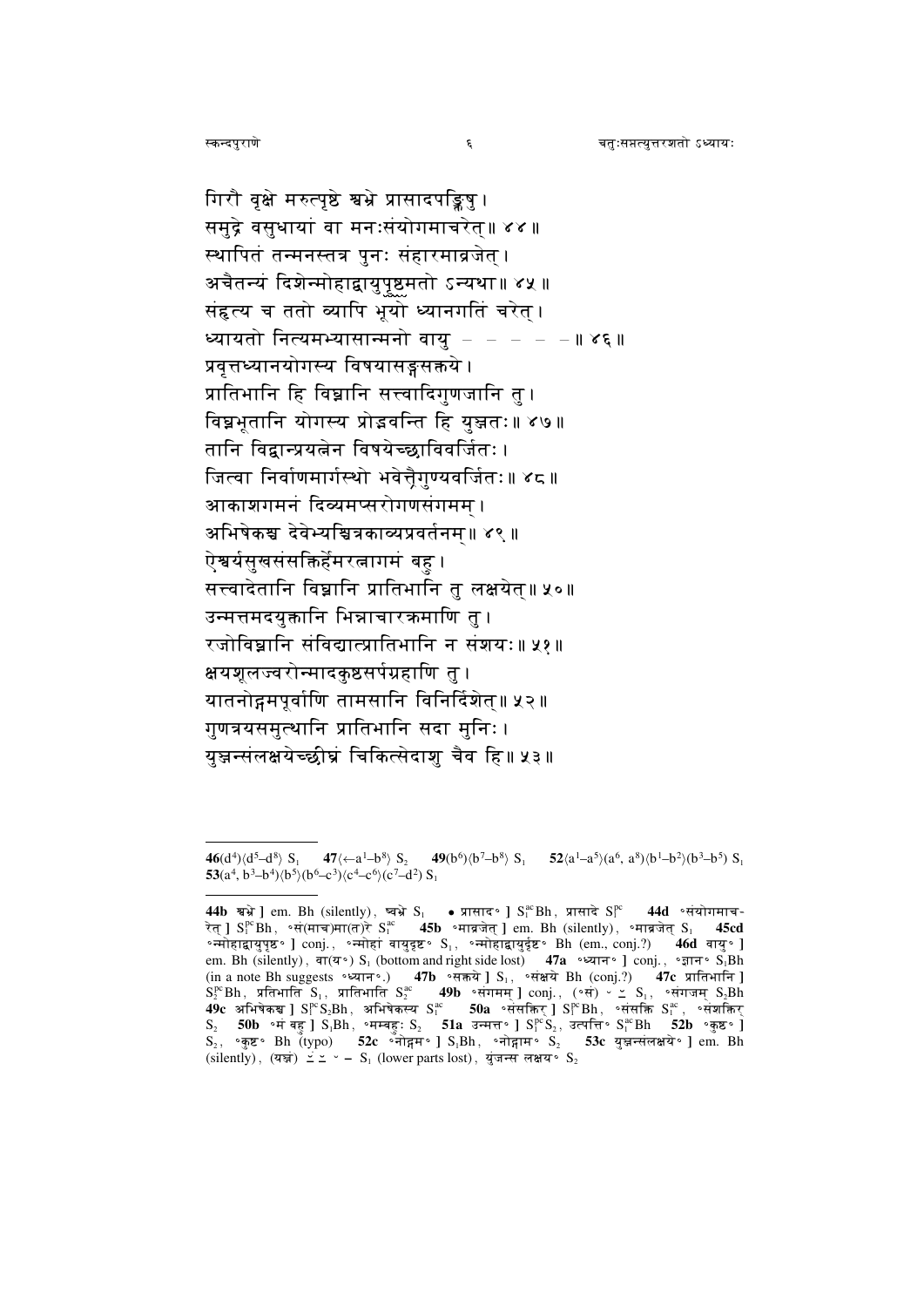गिरौ वृक्षे मरुत्पृष्ठे श्वभ्रे प्रासादपङ्क्तिषु ।
समुद्रे वसुधायां वा मनःसंयोगमाचरेत् ॥ ४४ ॥
स्थापितं तन्मनस्तत्र पुनः संहारमाव्रजेत् ।
अचैतन्यं दिशेन्मोहाद्वायुपृष्ठमतो ऽन्यथा ॥ ४५ ॥
संहृत्य च ततो व्यापि भूयो ध्यानगतिं चरेत् ।
ध्यायतो नित्यमभ्यासान्मनो वायु – – – – – ॥ ४६ ॥
प्रवृत्तध्यानयोगस्य विषयासङ्गसक्तये ।
प्रातिभानि हि विघ्नानि सत्त्वादिगुणजानि तु ।
विघ्नभूतानि योगस्य प्रोद्भवन्ति हि युञ्जतः ॥ ४७ ॥
तानि विद्वान्प्रयत्नेन विषयेच्छाविवर्जितः ।
जित्वा निर्वाणमार्गस्थो भवेत्त्रैगुण्यवर्जितः ॥ ४८ ॥
आकाशगमनं दिव्यमप्सरोगणसंगमम् ।
अभिषेकश्च देवेभ्यश्चित्रकाव्यप्रवर्तनम् ॥ ४९ ॥
ऐश्वर्यसुखसंसक्तिर्हेमरत्नागमं बहु ।
सत्त्वादेतानि विघ्नानि प्रातिभानि तु लक्षयेत् ॥ ५० ॥
उन्मत्तमदयुक्तानि भिन्नाचारक्रमाणि तु ।
रजोविघ्नानि संविद्यात्प्रातिभानि न संशयः ॥ ५१ ॥
क्षयशूलज्वरोन्मादकुष्ठसर्पग्रहाणि तु ।
यातनोद्गमपूर्वाणि तामसानि विनिर्दिशेत् ॥ ५२ ॥
गुणत्रयसमुत्थानि प्रातिभानि सदा मुनिः ।
युञ्जन्संलक्षयेच्छीघ्रं चिकित्सेदाशु चैव हि ॥ ५३ ॥

---

**46**(d[4])⟨d[5]–d[8]⟩ $S_1$ **47**⟨←a[1]–b[8]⟩ $S_2$ **49**(b[6])⟨b[7]–b[8]⟩ $S_1$ **52**⟨a[1]–a[5]⟩(a[6], a[8])⟨b[1]–b[2]⟩(b[3]–b[5]) $S_1$ **53**(a[4], b[3]–b[4])⟨b[5]⟩(b[6]–c[3])⟨c[4]–c[6]⟩(c[7]–d[2]) $S_1$

---

**44b** श्वभ्रे ] em. Bh (silently), घ्वभ्रे $S_1$ • प्रासाद° ] $S_1^{ac}$Bh, प्रासादे $S_1^{pc}$ **44d** °संयोगमाचरेत् ] $S_1^{pc}$Bh, °सं(माच)मा(त)रे $S_1^{ac}$ **45b** °माव्रजेत् ] em. Bh (silently), °माव्रजेत् $S_1$ **45cd** °न्मोहाद्वायुपृष्ठ° ] conj., °न्मोहां वायुदृष्ट° $S_1$, °न्मोहाद्वायुर्दृष्ट° Bh (em., conj.?) **46d** वायु° ] em. Bh (silently), वा(य°) $S_1$ (bottom and right side lost) **47a** °ध्यान° ] conj., °ज्ञान° $S_1$Bh (in a note Bh suggests °ध्यान°.) **47b** °सक्तये ] $S_1$, °संक्षये Bh (conj.?) **47c** प्रातिभानि ] $S_2^{pc}$Bh, प्रतिभाति $S_1$, प्रातिभाति $S_2^{ac}$ **49b** °संगमम् ] conj., (°सं) ˘ ⏓ $S_1$, °संगजम् $S_2$Bh **49c** अभिषेकश्च ] $S_1^{pc}S_2$Bh, अभिषेकस्य $S_1^{ac}$ **50a** °संसक्तिर् ] $S_1^{pc}$Bh, °संसक्ति $S_1^{ac}$, °संशक्तिर् $S_2$ **50b** °मं बहु ] $S_1$Bh, °मम्बहुः $S_2$ **51a** उन्मत्त° ] $S_1^{pc}S_2$, उत्पत्ति° $S_1^{ac}$Bh **52b** °कुष्ठ° ] $S_2$, °कुष्ट° Bh (typo) **52c** °नोद्गम° ] $S_1$Bh, °नोद्गाम° $S_2$ **53c** युञ्जन्संलक्षये° ] em. Bh (silently), (यञ्ज) ⏓ ⏓ ˘ – $S_1$ (lower parts lost), युंजन्स लक्षय° $S_2$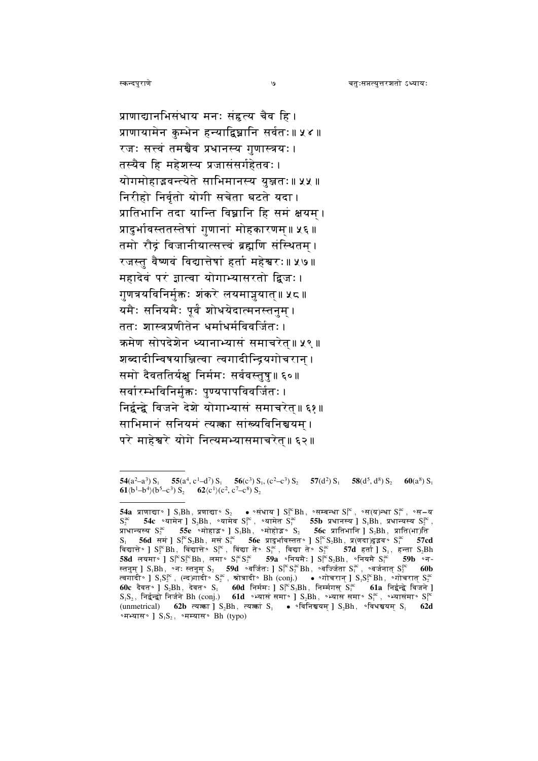प्राणाद्यानभिसंधाय मनः संहृत्य चैव हि।
प्राणायामेन कुम्भेन हन्याद्विघ्नानि सर्वतः॥ ५४॥
रजः सत्त्वं तमश्चैव प्रधानस्य गुणास्त्रयः।
तस्यैव हि महेशस्य प्रजासंसर्गहेतवः।
योगमोहाद्भवन्त्येते साभिमानस्य युञ्जतः॥ ५५॥
निरीहो निर्वृतो योगी सचेता घटते यदा।
प्रातिभानि तदा यान्ति विघ्नानि हि समं क्षयम्।
प्रादुर्भावस्ततस्तेषां गुणानां मोहकारणम्॥ ५६॥
तमो रौद्रं विजानीयात्सत्त्वं ब्रह्मणि संस्थितम्।
रजस्तु वैष्णवं विद्यात्तेषां हर्ता महेश्वरः॥ ५७॥
महादेवं परं ज्ञात्वा योगाभ्यासरतो द्विजः।
गुणत्रयविनिर्मुक्तः शंकरे लयमाप्नुयात्॥ ५८॥
यमैः सनियमैः पूर्वं शोधयेदात्मनस्तनुम्।
ततः शास्त्रप्रणीतेन धर्माधर्मविवर्जितः।
क्रमेण सोपदेशेन ध्यानाभ्यासं समाचरेत्॥ ५९॥
शब्दादीन्विषयाञ्जित्वा त्वगादीन्द्रियगोचरान्।
समो दैवततिर्यक्षु निर्ममः सर्ववस्तुषु॥ ६०॥
सर्वारम्भविनिर्मुक्तः पुण्यपापविवर्जितः।
निर्द्वन्द्वे विजने देशे योगाभ्यासं समाचरेत्॥ ६१॥
साभिमानं सनियमं त्यक्त्वा सांख्यविनिश्चयम्।
परे माहेश्वरे योगे नित्यमभ्यासमाचरेत्॥ ६२॥

---

**54**($a^2$–$a^3$) $S_1$ **55**($a^4$, $c^1$–$d^7$) $S_1$ **56**($c^3$) $S_1$, ($c^2$–$c^3$) $S_2$ **57**($d^2$) $S_1$ **58**($d^5$, $d^8$) $S_2$ **60**($a^8$) $S_1$ **61**⟨$b^1$–$b^4$⟩($b^5$–$c^3$) $S_2$ **62**⟨$c^1$⟩($c^2$, $c^7$–$c^8$) $S_2$

---

**54a** प्राणाद्या॰ ] $S_1$Bh, प्रणाद्या॰ $S_2$ • ॰संधाय ] $S_2^{pc}$Bh, ॰सम्बन्धा $S_1^{pc}$, ॰स(य)न्धा $S_1^{ac}$, ॰स–य $S_2^{ac}$ **54c** ॰यामेन ] $S_2$Bh, ॰यामेव $S_1^{pc}$, ॰यामेत $S_1^{ac}$ **55b** प्रधानस्य ] $S_1$Bh, प्रधान्यस्य $S_2^{pc}$, प्राधान्यस्य $S_2^{ac}$ **55e** ॰मोहाद्भ॰ ] $S_1$Bh, ॰मोहोद्भ॰ $S_2$ **56c** प्रातिभानि ] $S_2$Bh, प्राति(भा)ति $S_1$ **56d** समं ] $S_1^{pc}S_2$Bh, मसं $S_1^{ac}$ **56e** प्रादुर्भावस्तत॰ ] $S_1^{pc}S_2$Bh, प्र(णदा)द्भव॰ $S_1^{ac}$ **57cd** विद्यात्ते॰ ] $S_2^{pc}$Bh, विंद्यात्ते॰ $S_1^{pc}$, विंद्या ते॰ $S_1^{ac}$, विद्या ते॰ $S_2^{ac}$ **57d** हर्ता ] $S_1$, हन्ता $S_2$Bh **58d** लयमा॰ ] $S_1^{pc}S_2^{pc}$Bh, लमा॰ $S_1^{ac}S_2^{ac}$ **59a** ॰नियमैः ] $S_1^{pc}S_2$Bh, ॰नियमै $S_1^{ac}$ **59b** ॰न-स्तनुम् ] $S_1$Bh, ॰नः स्तनुम् $S_2$ **59d** ॰वर्जितः ] $S_1^{pc}S_2^{ac}$Bh, ॰वर्ज्जिता $S_1^{ac}$, ॰वर्जनात् $S_2^{pc}$ **60b** त्वगादी॰ ] $S_1S_2^{pc}$, (न्द)गादी॰ $S_2^{ac}$, श्रोत्रादी॰ Bh (conj.) • ॰गोचरान् ] $S_1S_2^{pc}$Bh, ॰गोचरात् $S_2^{ac}$ **60c** दैवत॰ ] $S_2$Bh, देवत॰ $S_1$ **60d** निर्ममः ] $S_1^{pc}S_3$Bh, निर्म्मगस् $S_1^{ac}$ **61a** निर्द्वन्द्वे विजने ] $S_1S_2$, निर्द्वन्द्वो निर्जने Bh (conj.) **61d** ॰भ्यासं समा॰ ] $S_2$Bh, ॰भ्यास समा॰ $S_1^{ac}$, ॰भ्याससमा॰ $S_1^{pc}$ (unmetrical) **62b** त्यक्त्वा ] $S_2$Bh, त्यक्त्वां $S_1$ • ॰विनिश्चयम् ] $S_2$Bh, ॰विभश्चयम् $S_1$ **62d** ॰मभ्यास॰ ] $S_1S_2$, ॰मम्यास॰ Bh (typo)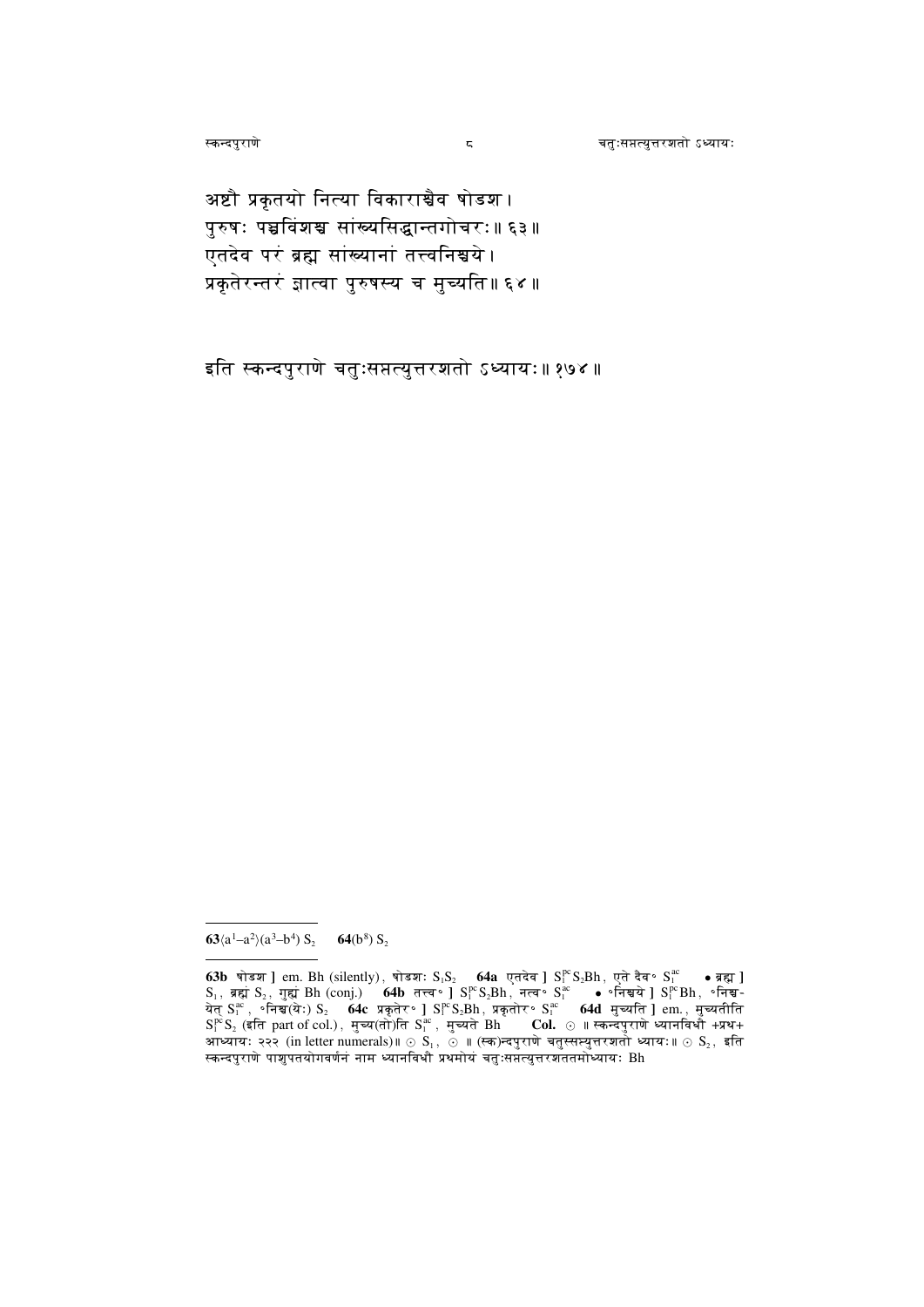अष्टौ प्रकृतयो नित्या विकाराश्चैव षोडश।
पुरुषः पञ्चविंशश्च सांख्यसिद्धान्तगोचरः॥ ६३॥
एतदेव परं ब्रह्म सांख्यानां तत्त्वनिश्चये।
प्रकृतेरन्तरं ज्ञात्वा पुरुषस्य च मुच्यति॥ ६४॥

इति स्कन्दपुराणे चतुःसप्तत्युत्तरशतो ऽध्यायः॥ १७४॥

---

**63**⟨a[1]–a[2]⟩(a[3]–b[4]) $S_2$ **64**(b[8]) $S_2$

---

**63b** षोडश ] em. Bh (silently), षोडशः $S_1S_2$ **64a** एतदेव ] $S_1^{pc}S_2$Bh, एते दैव॰ $S_1^{ac}$ • ब्रह्म ] $S_1$, ब्रह्मं $S_2$, गुह्यं Bh (conj.) **64b** तत्त्व॰ ] $S_1^{pc}S_2$Bh, नत्व॰ $S_1^{ac}$ • ॰निश्चये ] $S_1^{pc}$Bh, ॰निश्च-येत् $S_1^{ac}$, ॰निश्च(ये:) $S_2$ **64c** प्रकृतेर॰ ] $S_1^{pc}S_2$Bh, प्रकृतोर॰ $S_1^{ac}$ **64d** मुच्यति ] em., मुच्यतीति $S_1^{pc}S_2$ (इति part of col.), मुच्य(तो)ति $S_1^{ac}$, मुच्यते Bh **Col.** ⊙ ॥ स्कन्दपुराणे ध्यानविधौ +प्रथ+ आध्यायः २२२ (in letter numerals)॥ ⊙ $S_1$, ⊙ ॥ (स्क)न्दपुराणे चतुस्सप्त्युत्तरशतो ध्यायः॥ ⊙ $S_2$, इति स्कन्दपुराणे पाशुपतयोगवर्णनं नाम ध्यानविधौ प्रथमोयं चतुःसप्तत्युत्तरशततमोध्यायः Bh